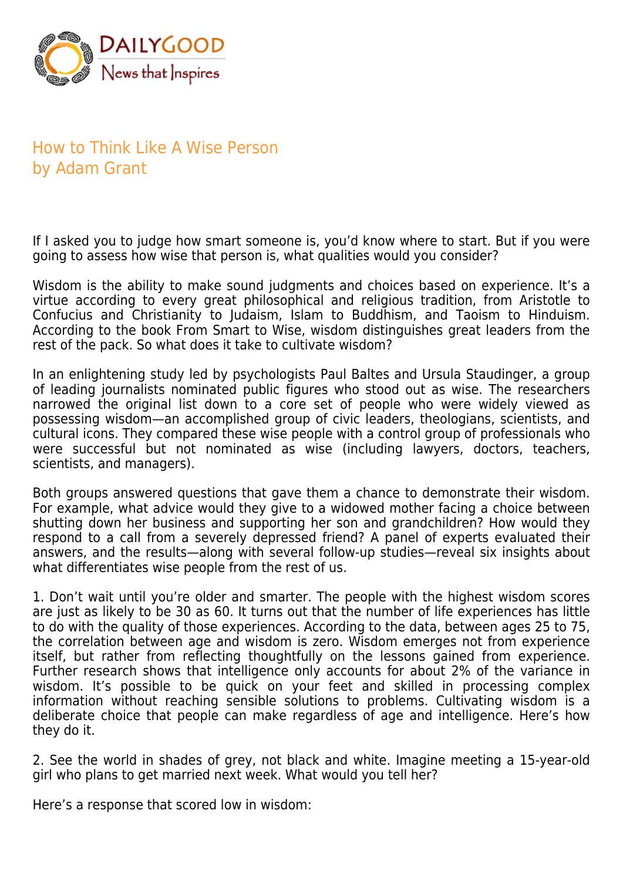DAILYGOOD
News that Inspires

# How to Think Like A Wise Person
by Adam Grant

If I asked you to judge how smart someone is, you'd know where to start. But if you were going to assess how wise that person is, what qualities would you consider?

Wisdom is the ability to make sound judgments and choices based on experience. It's a virtue according to every great philosophical and religious tradition, from Aristotle to Confucius and Christianity to Judaism, Islam to Buddhism, and Taoism to Hinduism. According to the book From Smart to Wise, wisdom distinguishes great leaders from the rest of the pack. So what does it take to cultivate wisdom?

In an enlightening study led by psychologists Paul Baltes and Ursula Staudinger, a group of leading journalists nominated public figures who stood out as wise. The researchers narrowed the original list down to a core set of people who were widely viewed as possessing wisdom—an accomplished group of civic leaders, theologians, scientists, and cultural icons. They compared these wise people with a control group of professionals who were successful but not nominated as wise (including lawyers, doctors, teachers, scientists, and managers).

Both groups answered questions that gave them a chance to demonstrate their wisdom. For example, what advice would they give to a widowed mother facing a choice between shutting down her business and supporting her son and grandchildren? How would they respond to a call from a severely depressed friend? A panel of experts evaluated their answers, and the results—along with several follow-up studies—reveal six insights about what differentiates wise people from the rest of us.

1. Don't wait until you're older and smarter. The people with the highest wisdom scores are just as likely to be 30 as 60. It turns out that the number of life experiences has little to do with the quality of those experiences. According to the data, between ages 25 to 75, the correlation between age and wisdom is zero. Wisdom emerges not from experience itself, but rather from reflecting thoughtfully on the lessons gained from experience. Further research shows that intelligence only accounts for about 2% of the variance in wisdom. It's possible to be quick on your feet and skilled in processing complex information without reaching sensible solutions to problems. Cultivating wisdom is a deliberate choice that people can make regardless of age and intelligence. Here's how they do it.

2. See the world in shades of grey, not black and white. Imagine meeting a 15-year-old girl who plans to get married next week. What would you tell her?

Here's a response that scored low in wisdom: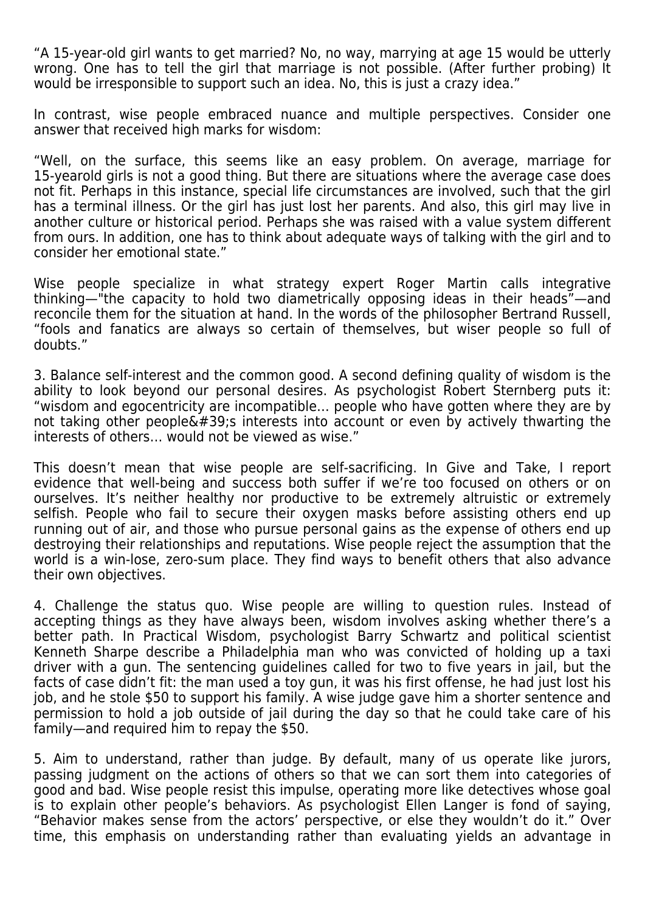"A 15-year-old girl wants to get married? No, no way, marrying at age 15 would be utterly wrong. One has to tell the girl that marriage is not possible. (After further probing) It would be irresponsible to support such an idea. No, this is just a crazy idea."

In contrast, wise people embraced nuance and multiple perspectives. Consider one answer that received high marks for wisdom:

"Well, on the surface, this seems like an easy problem. On average, marriage for 15-yearold girls is not a good thing. But there are situations where the average case does not fit. Perhaps in this instance, special life circumstances are involved, such that the girl has a terminal illness. Or the girl has just lost her parents. And also, this girl may live in another culture or historical period. Perhaps she was raised with a value system different from ours. In addition, one has to think about adequate ways of talking with the girl and to consider her emotional state."

Wise people specialize in what strategy expert Roger Martin calls integrative thinking—"the capacity to hold two diametrically opposing ideas in their heads"—and reconcile them for the situation at hand. In the words of the philosopher Bertrand Russell, "fools and fanatics are always so certain of themselves, but wiser people so full of doubts."

3. Balance self-interest and the common good. A second defining quality of wisdom is the ability to look beyond our personal desires. As psychologist Robert Sternberg puts it: "wisdom and egocentricity are incompatible… people who have gotten where they are by not taking other people&#39;s interests into account or even by actively thwarting the interests of others… would not be viewed as wise."

This doesn't mean that wise people are self-sacrificing. In Give and Take, I report evidence that well-being and success both suffer if we're too focused on others or on ourselves. It's neither healthy nor productive to be extremely altruistic or extremely selfish. People who fail to secure their oxygen masks before assisting others end up running out of air, and those who pursue personal gains as the expense of others end up destroying their relationships and reputations. Wise people reject the assumption that the world is a win-lose, zero-sum place. They find ways to benefit others that also advance their own objectives.

4. Challenge the status quo. Wise people are willing to question rules. Instead of accepting things as they have always been, wisdom involves asking whether there's a better path. In Practical Wisdom, psychologist Barry Schwartz and political scientist Kenneth Sharpe describe a Philadelphia man who was convicted of holding up a taxi driver with a gun. The sentencing guidelines called for two to five years in jail, but the facts of case didn't fit: the man used a toy gun, it was his first offense, he had just lost his job, and he stole $50 to support his family. A wise judge gave him a shorter sentence and permission to hold a job outside of jail during the day so that he could take care of his family—and required him to repay the $50.

5. Aim to understand, rather than judge. By default, many of us operate like jurors, passing judgment on the actions of others so that we can sort them into categories of good and bad. Wise people resist this impulse, operating more like detectives whose goal is to explain other people's behaviors. As psychologist Ellen Langer is fond of saying, "Behavior makes sense from the actors' perspective, or else they wouldn't do it." Over time, this emphasis on understanding rather than evaluating yields an advantage in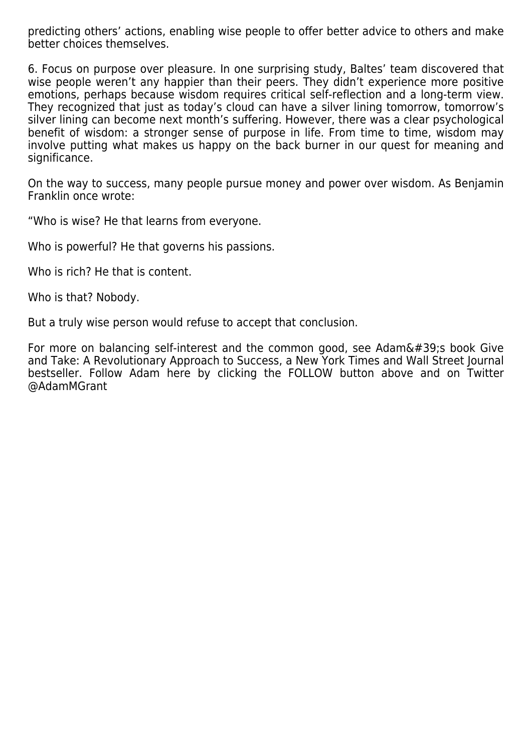predicting others' actions, enabling wise people to offer better advice to others and make better choices themselves.

6. Focus on purpose over pleasure. In one surprising study, Baltes' team discovered that wise people weren't any happier than their peers. They didn't experience more positive emotions, perhaps because wisdom requires critical self-reflection and a long-term view. They recognized that just as today's cloud can have a silver lining tomorrow, tomorrow's silver lining can become next month's suffering. However, there was a clear psychological benefit of wisdom: a stronger sense of purpose in life. From time to time, wisdom may involve putting what makes us happy on the back burner in our quest for meaning and significance.

On the way to success, many people pursue money and power over wisdom. As Benjamin Franklin once wrote:

"Who is wise? He that learns from everyone.

Who is powerful? He that governs his passions.

Who is rich? He that is content.

Who is that? Nobody.

But a truly wise person would refuse to accept that conclusion.

For more on balancing self-interest and the common good, see Adam&#39;s book Give and Take: A Revolutionary Approach to Success, a New York Times and Wall Street Journal bestseller. Follow Adam here by clicking the FOLLOW button above and on Twitter @AdamMGrant